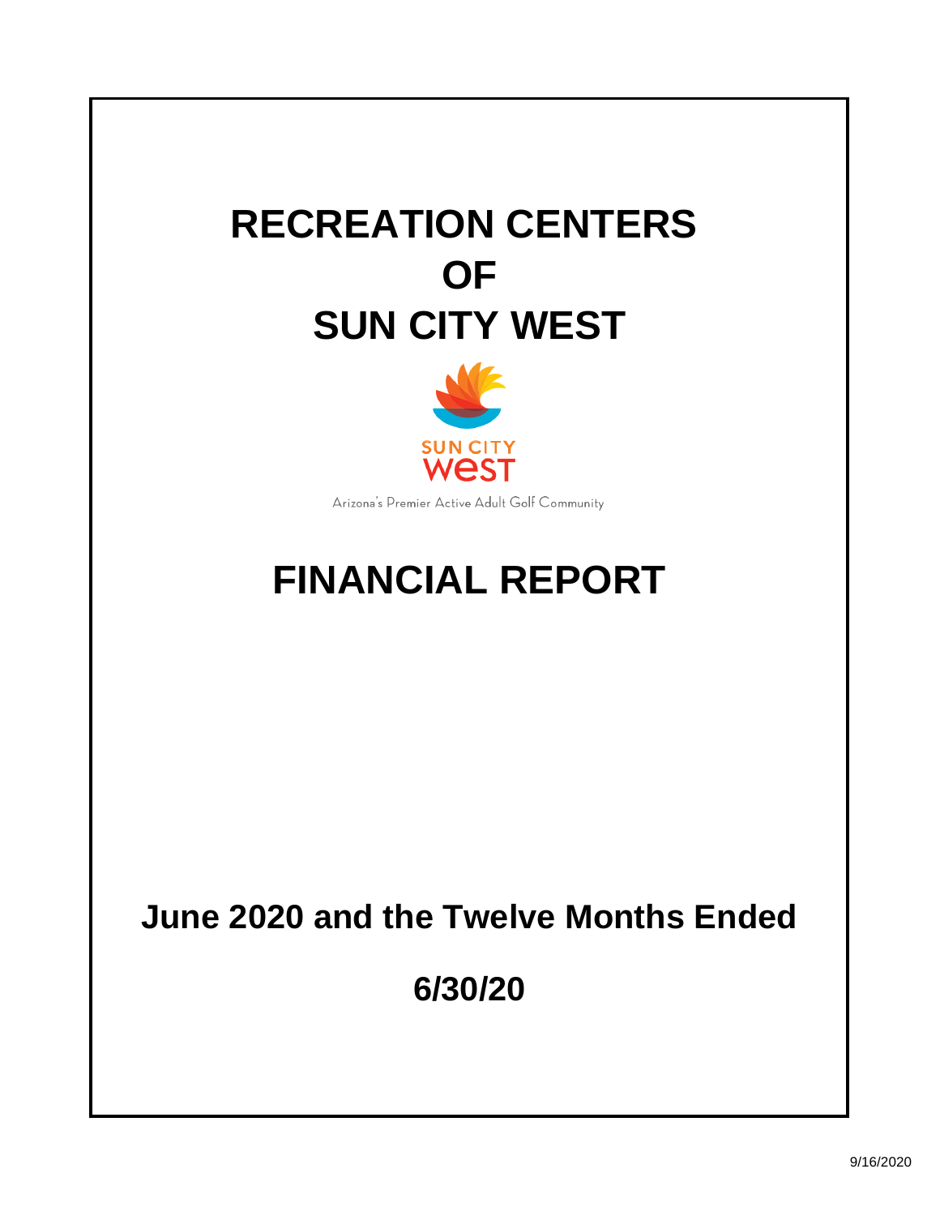# RECREATION CENTERS OF SUN CITY WEST

SUN CITY WEST

Arizona's Premier Active Adult Golf Community

# FINANCIAL REPORT

## June 2020 and the Twelve Months Ended

## 6/30/20

9/16/2020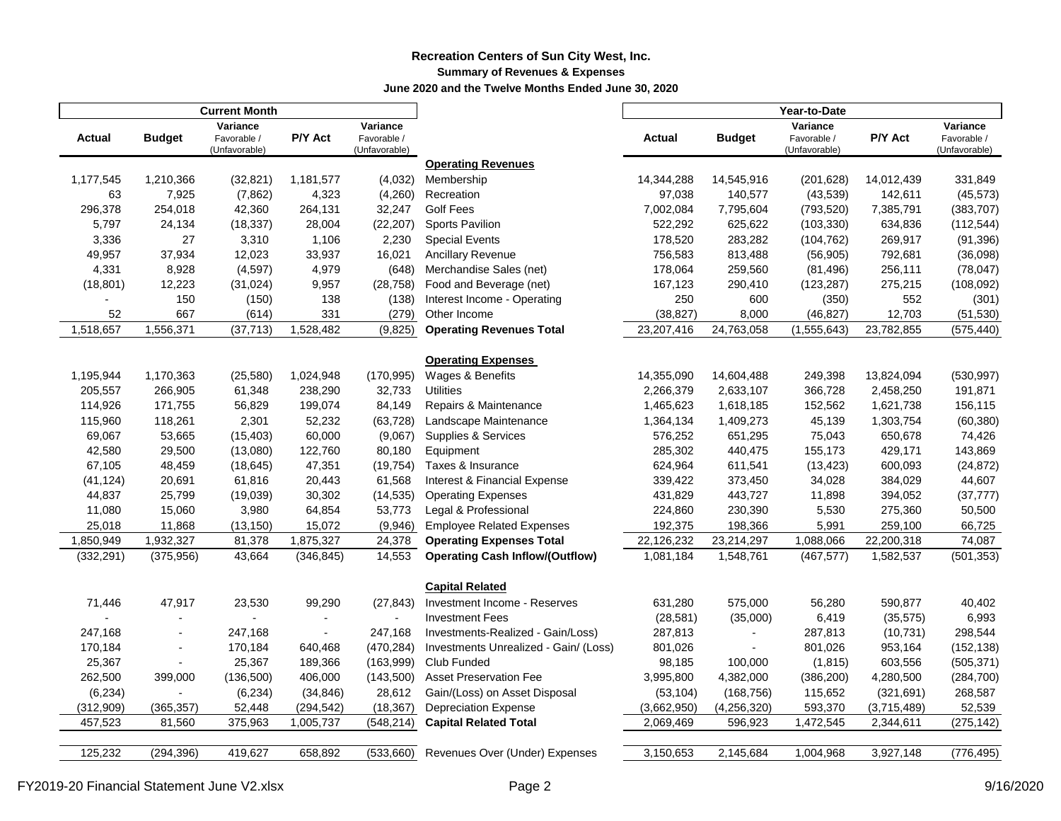# Recreation Centers of Sun City West, Inc.

## Summary of Revenues & Expenses

### June 2020 and the Twelve Months Ended June 30, 2020

| Current Month | | | | | | Year-to-Date | | | | |
|---|---|---|---|---|---|---|---|---|---|---|
| Actual | Budget | Variance Favorable / (Unfavorable) | P/Y Act | Variance Favorable / (Unfavorable) | | Actual | Budget | Variance Favorable / (Unfavorable) | P/Y Act | Variance Favorable / (Unfavorable) |
| | | | | | **Operating Revenues** | | | | | |
| 1,177,545 | 1,210,366 | (32,821) | 1,181,577 | (4,032) | Membership | 14,344,288 | 14,545,916 | (201,628) | 14,012,439 | 331,849 |
| 63 | 7,925 | (7,862) | 4,323 | (4,260) | Recreation | 97,038 | 140,577 | (43,539) | 142,611 | (45,573) |
| 296,378 | 254,018 | 42,360 | 264,131 | 32,247 | Golf Fees | 7,002,084 | 7,795,604 | (793,520) | 7,385,791 | (383,707) |
| 5,797 | 24,134 | (18,337) | 28,004 | (22,207) | Sports Pavilion | 522,292 | 625,622 | (103,330) | 634,836 | (112,544) |
| 3,336 | 27 | 3,310 | 1,106 | 2,230 | Special Events | 178,520 | 283,282 | (104,762) | 269,917 | (91,396) |
| 49,957 | 37,934 | 12,023 | 33,937 | 16,021 | Ancillary Revenue | 756,583 | 813,488 | (56,905) | 792,681 | (36,098) |
| 4,331 | 8,928 | (4,597) | 4,979 | (648) | Merchandise Sales (net) | 178,064 | 259,560 | (81,496) | 256,111 | (78,047) |
| (18,801) | 12,223 | (31,024) | 9,957 | (28,758) | Food and Beverage (net) | 167,123 | 290,410 | (123,287) | 275,215 | (108,092) |
| - | 150 | (150) | 138 | (138) | Interest Income - Operating | 250 | 600 | (350) | 552 | (301) |
| 52 | 667 | (614) | 331 | (279) | Other Income | (38,827) | 8,000 | (46,827) | 12,703 | (51,530) |
| 1,518,657 | 1,556,371 | (37,713) | 1,528,482 | (9,825) | **Operating Revenues Total** | 23,207,416 | 24,763,058 | (1,555,643) | 23,782,855 | (575,440) |
| | | | | | **Operating Expenses** | | | | | |
| 1,195,944 | 1,170,363 | (25,580) | 1,024,948 | (170,995) | Wages & Benefits | 14,355,090 | 14,604,488 | 249,398 | 13,824,094 | (530,997) |
| 205,557 | 266,905 | 61,348 | 238,290 | 32,733 | Utilities | 2,266,379 | 2,633,107 | 366,728 | 2,458,250 | 191,871 |
| 114,926 | 171,755 | 56,829 | 199,074 | 84,149 | Repairs & Maintenance | 1,465,623 | 1,618,185 | 152,562 | 1,621,738 | 156,115 |
| 115,960 | 118,261 | 2,301 | 52,232 | (63,728) | Landscape Maintenance | 1,364,134 | 1,409,273 | 45,139 | 1,303,754 | (60,380) |
| 69,067 | 53,665 | (15,403) | 60,000 | (9,067) | Supplies & Services | 576,252 | 651,295 | 75,043 | 650,678 | 74,426 |
| 42,580 | 29,500 | (13,080) | 122,760 | 80,180 | Equipment | 285,302 | 440,475 | 155,173 | 429,171 | 143,869 |
| 67,105 | 48,459 | (18,645) | 47,351 | (19,754) | Taxes & Insurance | 624,964 | 611,541 | (13,423) | 600,093 | (24,872) |
| (41,124) | 20,691 | 61,816 | 20,443 | 61,568 | Interest & Financial Expense | 339,422 | 373,450 | 34,028 | 384,029 | 44,607 |
| 44,837 | 25,799 | (19,039) | 30,302 | (14,535) | Operating Expenses | 431,829 | 443,727 | 11,898 | 394,052 | (37,777) |
| 11,080 | 15,060 | 3,980 | 64,854 | 53,773 | Legal & Professional | 224,860 | 230,390 | 5,530 | 275,360 | 50,500 |
| 25,018 | 11,868 | (13,150) | 15,072 | (9,946) | Employee Related Expenses | 192,375 | 198,366 | 5,991 | 259,100 | 66,725 |
| 1,850,949 | 1,932,327 | 81,378 | 1,875,327 | 24,378 | **Operating Expenses Total** | 22,126,232 | 23,214,297 | 1,088,066 | 22,200,318 | 74,087 |
| (332,291) | (375,956) | 43,664 | (346,845) | 14,553 | **Operating Cash Inflow/(Outflow)** | 1,081,184 | 1,548,761 | (467,577) | 1,582,537 | (501,353) |
| | | | | | **Capital Related** | | | | | |
| 71,446 | 47,917 | 23,530 | 99,290 | (27,843) | Investment Income - Reserves | 631,280 | 575,000 | 56,280 | 590,877 | 40,402 |
| - | - | - | - | - | Investment Fees | (28,581) | (35,000) | 6,419 | (35,575) | 6,993 |
| 247,168 | - | 247,168 | - | 247,168 | Investments-Realized - Gain/Loss) | 287,813 | - | 287,813 | (10,731) | 298,544 |
| 170,184 | - | 170,184 | 640,468 | (470,284) | Investments Unrealized - Gain/ (Loss) | 801,026 | - | 801,026 | 953,164 | (152,138) |
| 25,367 | - | 25,367 | 189,366 | (163,999) | Club Funded | 98,185 | 100,000 | (1,815) | 603,556 | (505,371) |
| 262,500 | 399,000 | (136,500) | 406,000 | (143,500) | Asset Preservation Fee | 3,995,800 | 4,382,000 | (386,200) | 4,280,500 | (284,700) |
| (6,234) | - | (6,234) | (34,846) | 28,612 | Gain/(Loss) on Asset Disposal | (53,104) | (168,756) | 115,652 | (321,691) | 268,587 |
| (312,909) | (365,357) | 52,448 | (294,542) | (18,367) | Depreciation Expense | (3,662,950) | (4,256,320) | 593,370 | (3,715,489) | 52,539 |
| 457,523 | 81,560 | 375,963 | 1,005,737 | (548,214) | **Capital Related Total** | 2,069,469 | 596,923 | 1,472,545 | 2,344,611 | (275,142) |
| 125,232 | (294,396) | 419,627 | 658,892 | (533,660) | Revenues Over (Under) Expenses | 3,150,653 | 2,145,684 | 1,004,968 | 3,927,148 | (776,495) |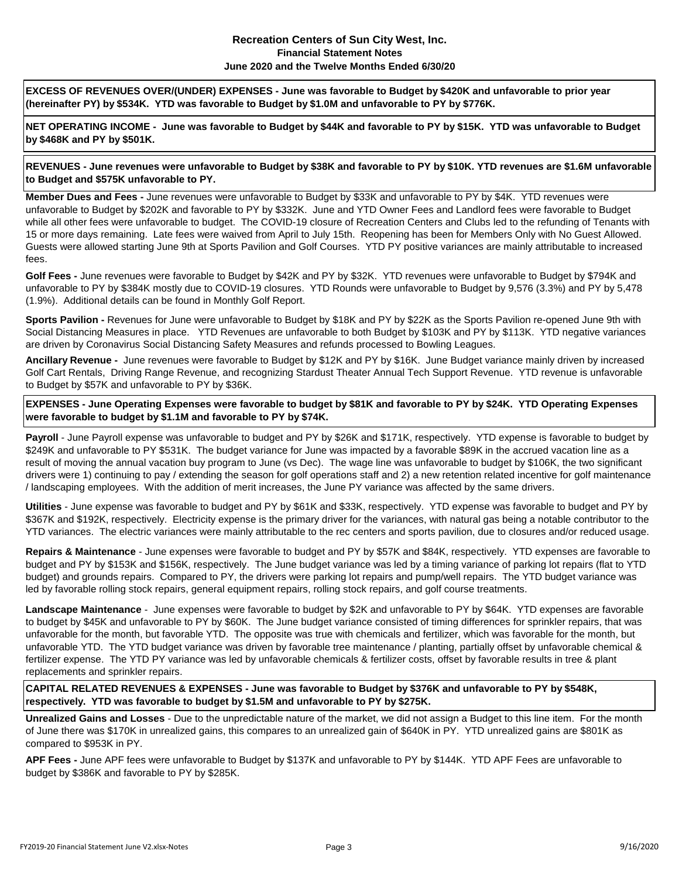**Recreation Centers of Sun City West, Inc.**
**Financial Statement Notes**
**June 2020 and the Twelve Months Ended 6/30/20**

**EXCESS OF REVENUES OVER/(UNDER) EXPENSES - June was favorable to Budget by $420K and unfavorable to prior year (hereinafter PY) by $534K. YTD was favorable to Budget by $1.0M and unfavorable to PY by $776K.**

**NET OPERATING INCOME - June was favorable to Budget by $44K and favorable to PY by $15K. YTD was unfavorable to Budget by $468K and PY by $501K.**

**REVENUES - June revenues were unfavorable to Budget by $38K and favorable to PY by $10K. YTD revenues are $1.6M unfavorable to Budget and $575K unfavorable to PY.**

**Member Dues and Fees -** June revenues were unfavorable to Budget by $33K and unfavorable to PY by $4K. YTD revenues were unfavorable to Budget by $202K and favorable to PY by $332K. June and YTD Owner Fees and Landlord fees were favorable to Budget while all other fees were unfavorable to budget. The COVID-19 closure of Recreation Centers and Clubs led to the refunding of Tenants with 15 or more days remaining. Late fees were waived from April to July 15th. Reopening has been for Members Only with No Guest Allowed. Guests were allowed starting June 9th at Sports Pavilion and Golf Courses. YTD PY positive variances are mainly attributable to increased fees.

**Golf Fees -** June revenues were favorable to Budget by $42K and PY by $32K. YTD revenues were unfavorable to Budget by $794K and unfavorable to PY by $384K mostly due to COVID-19 closures. YTD Rounds were unfavorable to Budget by 9,576 (3.3%) and PY by 5,478 (1.9%). Additional details can be found in Monthly Golf Report.

**Sports Pavilion -** Revenues for June were unfavorable to Budget by $18K and PY by $22K as the Sports Pavilion re-opened June 9th with Social Distancing Measures in place. YTD Revenues are unfavorable to both Budget by $103K and PY by $113K. YTD negative variances are driven by Coronavirus Social Distancing Safety Measures and refunds processed to Bowling Leagues.

**Ancillary Revenue -** June revenues were favorable to Budget by $12K and PY by $16K. June Budget variance mainly driven by increased Golf Cart Rentals, Driving Range Revenue, and recognizing Stardust Theater Annual Tech Support Revenue. YTD revenue is unfavorable to Budget by $57K and unfavorable to PY by $36K.

**EXPENSES - June Operating Expenses were favorable to budget by $81K and favorable to PY by $24K. YTD Operating Expenses were favorable to budget by $1.1M and favorable to PY by $74K.**

**Payroll** - June Payroll expense was unfavorable to budget and PY by $26K and $171K, respectively. YTD expense is favorable to budget by $249K and unfavorable to PY $531K. The budget variance for June was impacted by a favorable $89K in the accrued vacation line as a result of moving the annual vacation buy program to June (vs Dec). The wage line was unfavorable to budget by $106K, the two significant drivers were 1) continuing to pay / extending the season for golf operations staff and 2) a new retention related incentive for golf maintenance / landscaping employees. With the addition of merit increases, the June PY variance was affected by the same drivers.

**Utilities** - June expense was favorable to budget and PY by $61K and $33K, respectively. YTD expense was favorable to budget and PY by $367K and $192K, respectively. Electricity expense is the primary driver for the variances, with natural gas being a notable contributor to the YTD variances. The electric variances were mainly attributable to the rec centers and sports pavilion, due to closures and/or reduced usage.

**Repairs & Maintenance** - June expenses were favorable to budget and PY by $57K and $84K, respectively. YTD expenses are favorable to budget and PY by $153K and $156K, respectively. The June budget variance was led by a timing variance of parking lot repairs (flat to YTD budget) and grounds repairs. Compared to PY, the drivers were parking lot repairs and pump/well repairs. The YTD budget variance was led by favorable rolling stock repairs, general equipment repairs, rolling stock repairs, and golf course treatments.

**Landscape Maintenance** - June expenses were favorable to budget by $2K and unfavorable to PY by $64K. YTD expenses are favorable to budget by $45K and unfavorable to PY by $60K. The June budget variance consisted of timing differences for sprinkler repairs, that was unfavorable for the month, but favorable YTD. The opposite was true with chemicals and fertilizer, which was favorable for the month, but unfavorable YTD. The YTD budget variance was driven by favorable tree maintenance / planting, partially offset by unfavorable chemical & fertilizer expense. The YTD PY variance was led by unfavorable chemicals & fertilizer costs, offset by favorable results in tree & plant replacements and sprinkler repairs.

**CAPITAL RELATED REVENUES & EXPENSES - June was favorable to Budget by $376K and unfavorable to PY by $548K, respectively. YTD was favorable to budget by $1.5M and unfavorable to PY by $275K.**

**Unrealized Gains and Losses** - Due to the unpredictable nature of the market, we did not assign a Budget to this line item. For the month of June there was $170K in unrealized gains, this compares to an unrealized gain of $640K in PY. YTD unrealized gains are $801K as compared to $953K in PY.

**APF Fees -** June APF fees were unfavorable to Budget by $137K and unfavorable to PY by $144K. YTD APF Fees are unfavorable to budget by $386K and favorable to PY by $285K.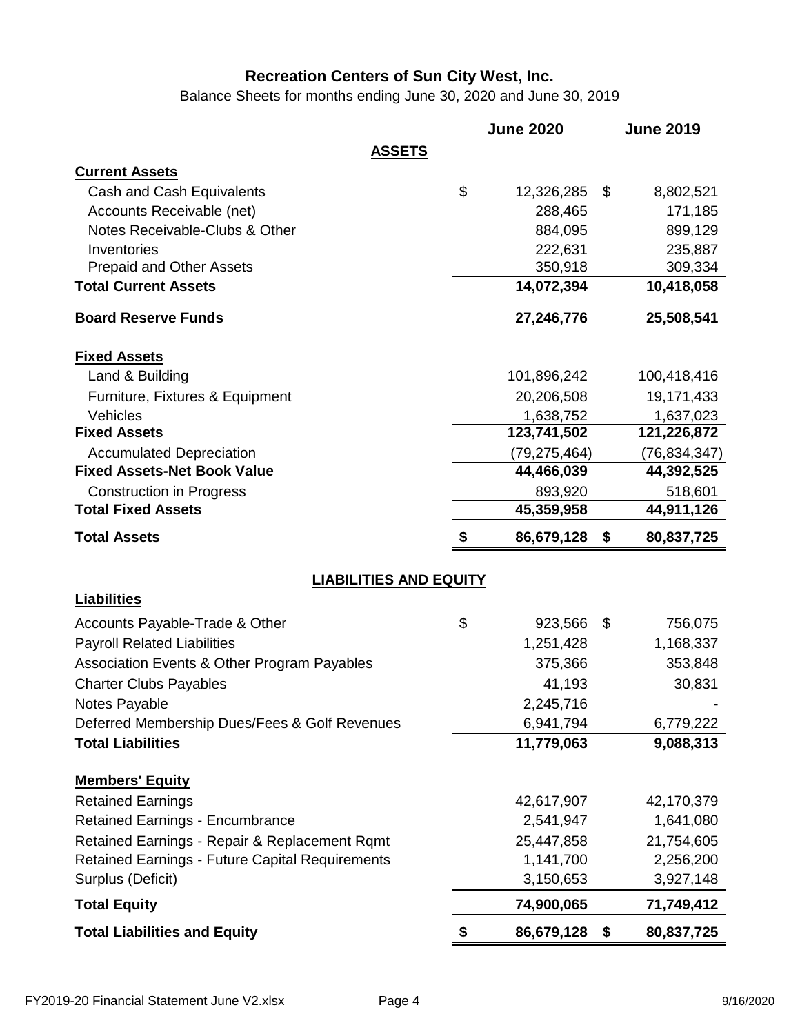# Recreation Centers of Sun City West, Inc.

Balance Sheets for months ending June 30, 2020 and June 30, 2019

| | June 2020 | June 2019 |
|---|---|---|
| **ASSETS** | | |
| **Current Assets** | | |
| Cash and Cash Equivalents | $ 12,326,285 | $ 8,802,521 |
| Accounts Receivable (net) | 288,465 | 171,185 |
| Notes Receivable-Clubs & Other | 884,095 | 899,129 |
| Inventories | 222,631 | 235,887 |
| Prepaid and Other Assets | 350,918 | 309,334 |
| **Total Current Assets** | **14,072,394** | **10,418,058** |
| **Board Reserve Funds** | **27,246,776** | **25,508,541** |
| **Fixed Assets** | | |
| Land & Building | 101,896,242 | 100,418,416 |
| Furniture, Fixtures & Equipment | 20,206,508 | 19,171,433 |
| Vehicles | 1,638,752 | 1,637,023 |
| **Fixed Assets** | **123,741,502** | **121,226,872** |
| Accumulated Depreciation | (79,275,464) | (76,834,347) |
| **Fixed Assets-Net Book Value** | **44,466,039** | **44,392,525** |
| Construction in Progress | 893,920 | 518,601 |
| **Total Fixed Assets** | **45,359,958** | **44,911,126** |
| **Total Assets** | **$ 86,679,128** | **$ 80,837,725** |
| **LIABILITIES AND EQUITY** | | |
| **Liabilities** | | |
| Accounts Payable-Trade & Other | $ 923,566 | $ 756,075 |
| Payroll Related Liabilities | 1,251,428 | 1,168,337 |
| Association Events & Other Program Payables | 375,366 | 353,848 |
| Charter Clubs Payables | 41,193 | 30,831 |
| Notes Payable | 2,245,716 | - |
| Deferred Membership Dues/Fees & Golf Revenues | 6,941,794 | 6,779,222 |
| **Total Liabilities** | **11,779,063** | **9,088,313** |
| **Members' Equity** | | |
| Retained Earnings | 42,617,907 | 42,170,379 |
| Retained Earnings - Encumbrance | 2,541,947 | 1,641,080 |
| Retained Earnings - Repair & Replacement Rqmt | 25,447,858 | 21,754,605 |
| Retained Earnings - Future Capital Requirements | 1,141,700 | 2,256,200 |
| Surplus (Deficit) | 3,150,653 | 3,927,148 |
| **Total Equity** | **74,900,065** | **71,749,412** |
| **Total Liabilities and Equity** | **$ 86,679,128** | **$ 80,837,725** |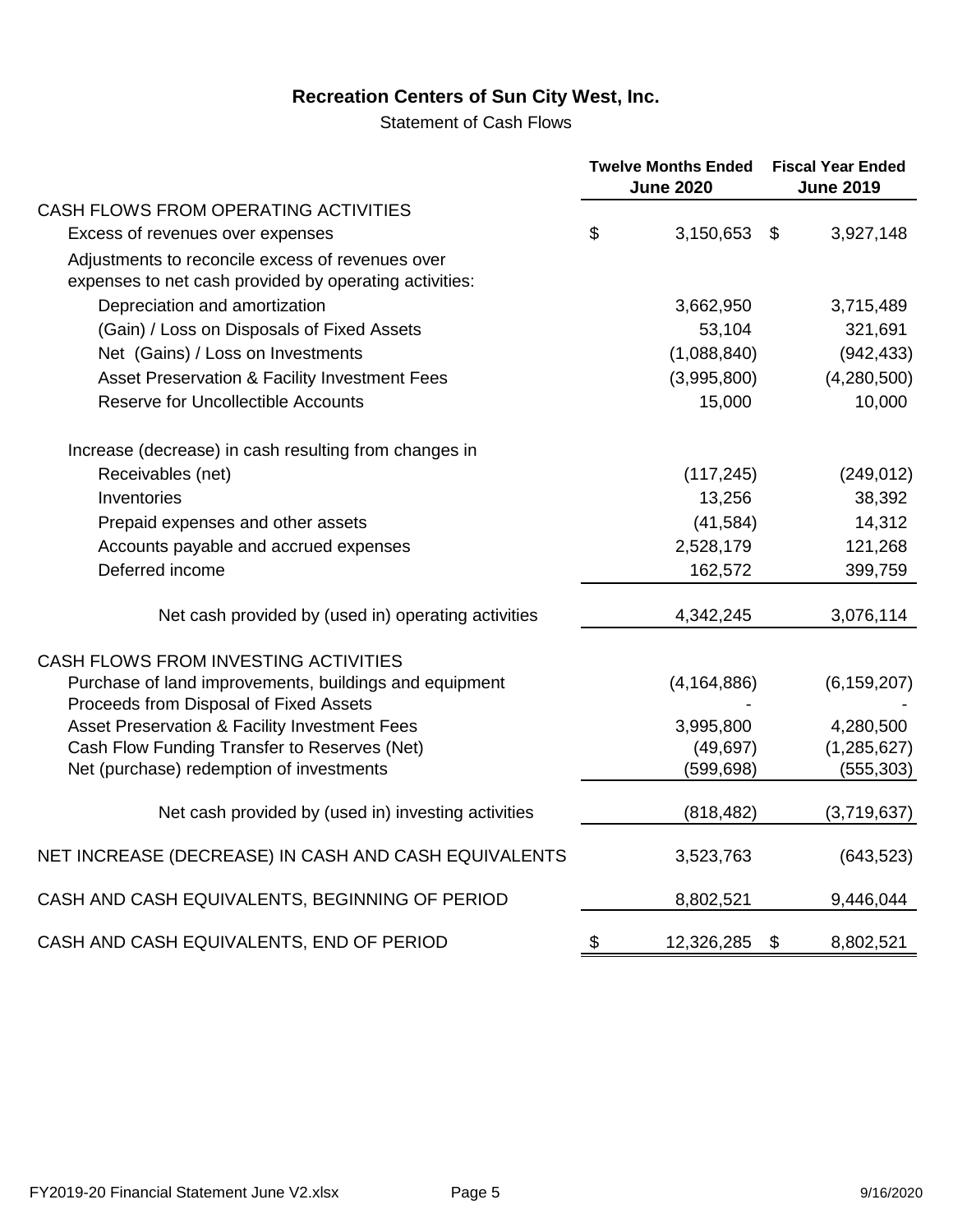# Recreation Centers of Sun City West, Inc.

Statement of Cash Flows

| | Twelve Months Ended June 2020 | Fiscal Year Ended June 2019 |
|---|---|---|
| CASH FLOWS FROM OPERATING ACTIVITIES | | |
| Excess of revenues over expenses | $ 3,150,653 | $ 3,927,148 |
| Adjustments to reconcile excess of revenues over expenses to net cash provided by operating activities: | | |
| Depreciation and amortization | 3,662,950 | 3,715,489 |
| (Gain) / Loss on Disposals of Fixed Assets | 53,104 | 321,691 |
| Net (Gains) / Loss on Investments | (1,088,840) | (942,433) |
| Asset Preservation & Facility Investment Fees | (3,995,800) | (4,280,500) |
| Reserve for Uncollectible Accounts | 15,000 | 10,000 |
| Increase (decrease) in cash resulting from changes in | | |
| Receivables (net) | (117,245) | (249,012) |
| Inventories | 13,256 | 38,392 |
| Prepaid expenses and other assets | (41,584) | 14,312 |
| Accounts payable and accrued expenses | 2,528,179 | 121,268 |
| Deferred income | 162,572 | 399,759 |
| Net cash provided by (used in) operating activities | 4,342,245 | 3,076,114 |
| CASH FLOWS FROM INVESTING ACTIVITIES | | |
| Purchase of land improvements, buildings and equipment | (4,164,886) | (6,159,207) |
| Proceeds from Disposal of Fixed Assets | - | - |
| Asset Preservation & Facility Investment Fees | 3,995,800 | 4,280,500 |
| Cash Flow Funding Transfer to Reserves (Net) | (49,697) | (1,285,627) |
| Net (purchase) redemption of investments | (599,698) | (555,303) |
| Net cash provided by (used in) investing activities | (818,482) | (3,719,637) |
| NET INCREASE (DECREASE) IN CASH AND CASH EQUIVALENTS | 3,523,763 | (643,523) |
| CASH AND CASH EQUIVALENTS, BEGINNING OF PERIOD | 8,802,521 | 9,446,044 |
| CASH AND CASH EQUIVALENTS, END OF PERIOD | $ 12,326,285 | $ 8,802,521 |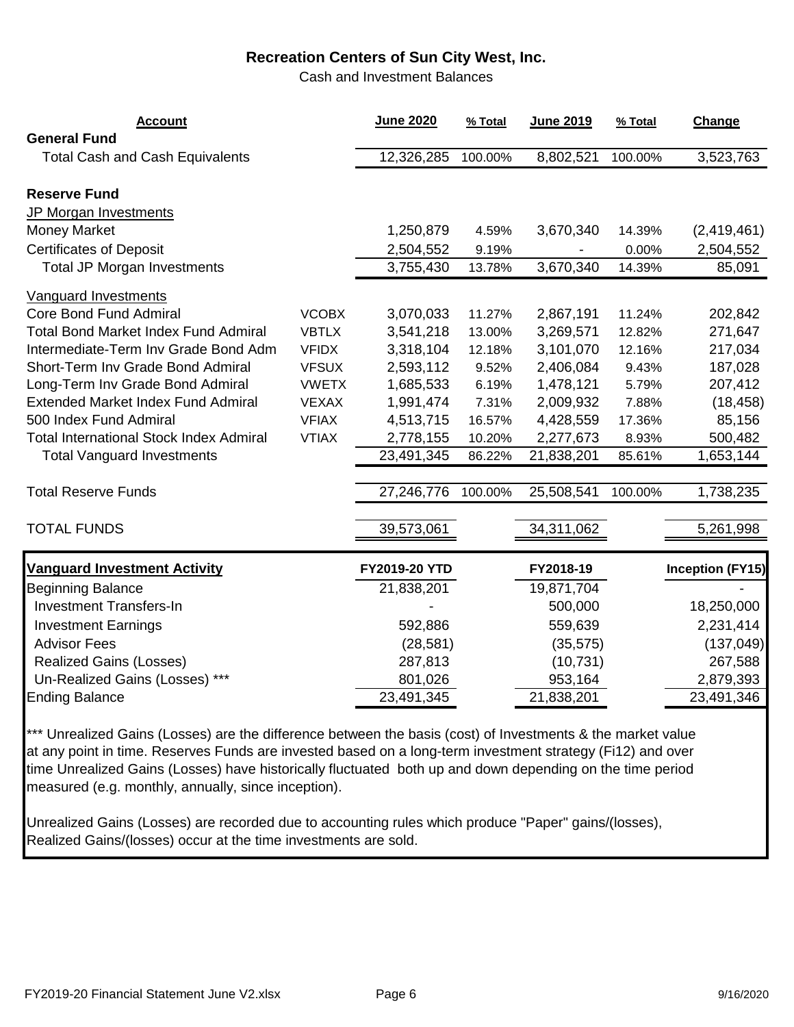# Recreation Centers of Sun City West, Inc.

Cash and Investment Balances

| Account | | June 2020 | % Total | June 2019 | % Total | Change |
|---|---|---|---|---|---|---|
| **General Fund** | | | | | | |
| Total Cash and Cash Equivalents | | 12,326,285 | 100.00% | 8,802,521 | 100.00% | 3,523,763 |
| | | | | | | |
| **Reserve Fund** | | | | | | |
| JP Morgan Investments | | | | | | |
| Money Market | | 1,250,879 | 4.59% | 3,670,340 | 14.39% | (2,419,461) |
| Certificates of Deposit | | 2,504,552 | 9.19% | - | 0.00% | 2,504,552 |
| Total JP Morgan Investments | | 3,755,430 | 13.78% | 3,670,340 | 14.39% | 85,091 |
| Vanguard Investments | | | | | | |
| Core Bond Fund Admiral | VCOBX | 3,070,033 | 11.27% | 2,867,191 | 11.24% | 202,842 |
| Total Bond Market Index Fund Admiral | VBTLX | 3,541,218 | 13.00% | 3,269,571 | 12.82% | 271,647 |
| Intermediate-Term Inv Grade Bond Adm | VFIDX | 3,318,104 | 12.18% | 3,101,070 | 12.16% | 217,034 |
| Short-Term Inv Grade Bond Admiral | VFSUX | 2,593,112 | 9.52% | 2,406,084 | 9.43% | 187,028 |
| Long-Term Inv Grade Bond Admiral | VWETX | 1,685,533 | 6.19% | 1,478,121 | 5.79% | 207,412 |
| Extended Market Index Fund Admiral | VEXAX | 1,991,474 | 7.31% | 2,009,932 | 7.88% | (18,458) |
| 500 Index Fund Admiral | VFIAX | 4,513,715 | 16.57% | 4,428,559 | 17.36% | 85,156 |
| Total International Stock Index Admiral | VTIAX | 2,778,155 | 10.20% | 2,277,673 | 8.93% | 500,482 |
| Total Vanguard Investments | | 23,491,345 | 86.22% | 21,838,201 | 85.61% | 1,653,144 |
| | | | | | | |
| Total Reserve Funds | | 27,246,776 | 100.00% | 25,508,541 | 100.00% | 1,738,235 |
| | | | | | | |
| TOTAL FUNDS | | 39,573,061 | | 34,311,062 | | 5,261,998 |

| Vanguard Investment Activity | FY2019-20 YTD | FY2018-19 | Inception (FY15) |
|---|---|---|---|
| Beginning Balance | 21,838,201 | 19,871,704 | - |
| Investment Transfers-In | - | 500,000 | 18,250,000 |
| Investment Earnings | 592,886 | 559,639 | 2,231,414 |
| Advisor Fees | (28,581) | (35,575) | (137,049) |
| Realized Gains (Losses) | 287,813 | (10,731) | 267,588 |
| Un-Realized Gains (Losses) *** | 801,026 | 953,164 | 2,879,393 |
| Ending Balance | 23,491,345 | 21,838,201 | 23,491,346 |

*** Unrealized Gains (Losses) are the difference between the basis (cost) of Investments & the market value at any point in time. Reserves Funds are invested based on a long-term investment strategy (Fi12) and over time Unrealized Gains (Losses) have historically fluctuated both up and down depending on the time period measured (e.g. monthly, annually, since inception).

Unrealized Gains (Losses) are recorded due to accounting rules which produce "Paper" gains/(losses), Realized Gains/(losses) occur at the time investments are sold.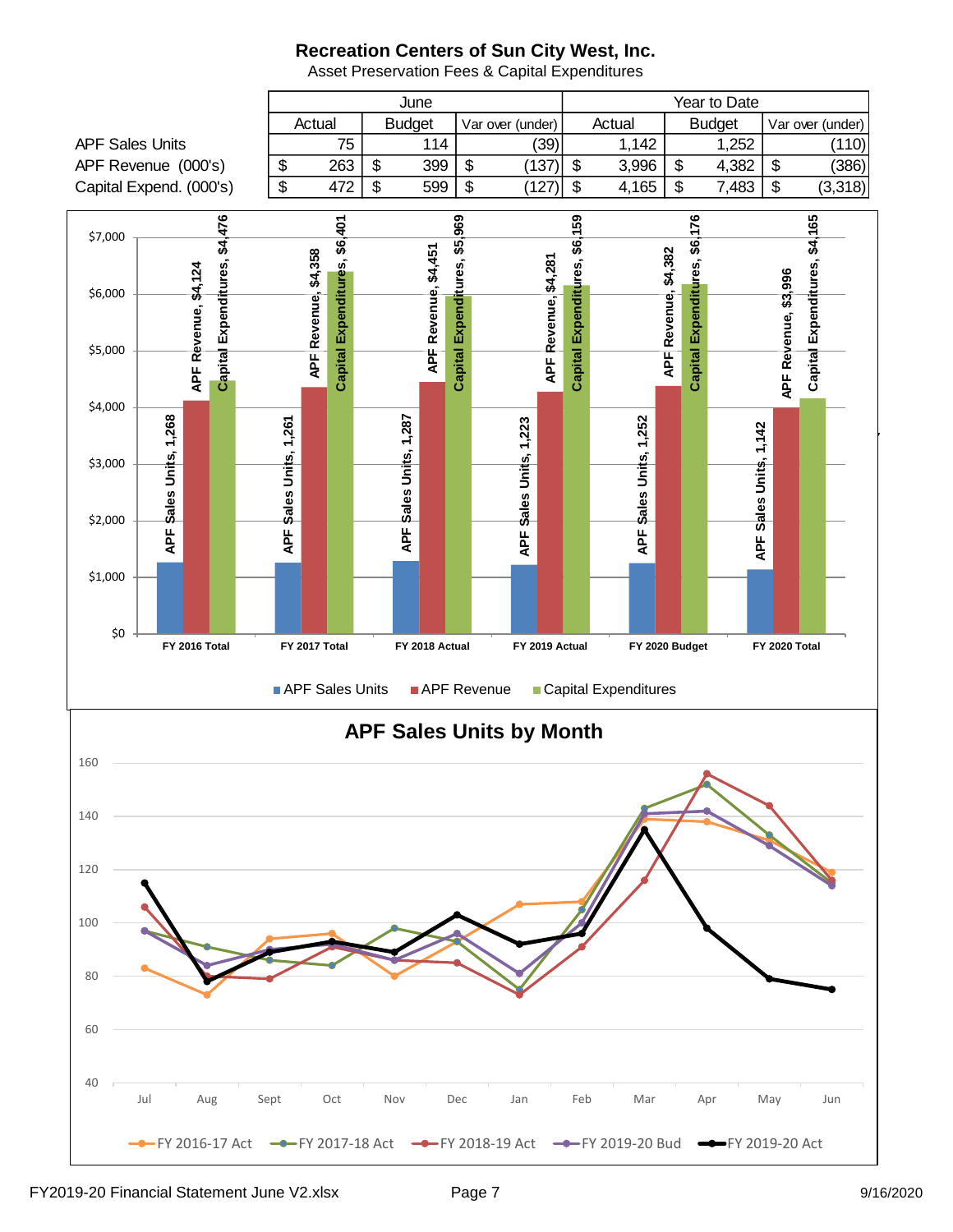# Recreation Centers of Sun City West, Inc.

Asset Preservation Fees & Capital Expenditures

| | June | | | Year to Date | | |
|---|---|---|---|---|---|---|
| | Actual | Budget | Var over (under) | Actual | Budget | Var over (under) |
| APF Sales Units | 75 | 114 | (39) | 1,142 | 1,252 | (110) |
| APF Revenue (000's) | $ 263 | $ 399 | $ (137) | $ 3,996 | $ 4,382 | $ (386) |
| Capital Expend. (000's) | $ 472 | $ 599 | $ (127) | $ 4,165 | $ 7,483 | $ (3,318) |

| | APF Sales Units | APF Revenue | Capital Expenditures |
|---|---|---|---|
| FY 2016 Total | 1,268 | $4,124 | $4,476 |
| FY 2017 Total | 1,261 | $4,358 | $6,401 |
| FY 2018 Actual | 1,287 | $4,451 | $5,969 |
| FY 2019 Actual | 1,223 | $4,281 | $6,159 |
| FY 2020 Budget | 1,252 | $4,382 | $6,176 |
| FY 2020 Total | 1,142 | $3,996 | $4,165 |

## APF Sales Units by Month

Series: FY 2016-17 Act, FY 2017-18 Act, FY 2018-19 Act, FY 2019-20 Bud, FY 2019-20 Act

Months: Jul, Aug, Sept, Oct, Nov, Dec, Jan, Feb, Mar, Apr, May, Jun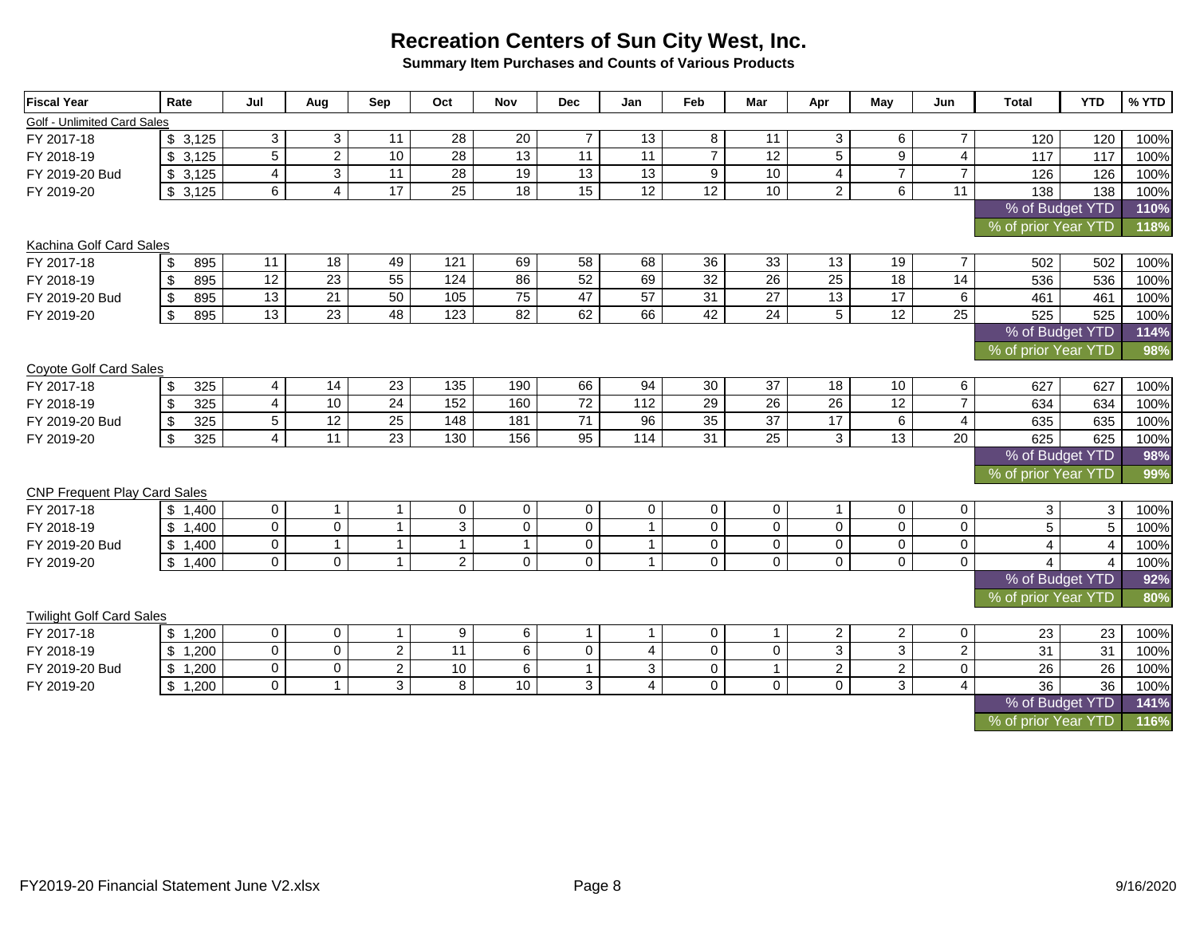# Recreation Centers of Sun City West, Inc.

**Summary Item Purchases and Counts of Various Products**

| Fiscal Year | Rate | Jul | Aug | Sep | Oct | Nov | Dec | Jan | Feb | Mar | Apr | May | Jun | Total | YTD | % YTD |
|---|---|---|---|---|---|---|---|---|---|---|---|---|---|---|---|---|
| Golf - Unlimited Card Sales | | | | | | | | | | | | | | | | |
| FY 2017-18 | $ 3,125 | 3 | 3 | 11 | 28 | 20 | 7 | 13 | 8 | 11 | 3 | 6 | 7 | 120 | 120 | 100% |
| FY 2018-19 | $ 3,125 | 5 | 2 | 10 | 28 | 13 | 11 | 11 | 7 | 12 | 5 | 9 | 4 | 117 | 117 | 100% |
| FY 2019-20 Bud | $ 3,125 | 4 | 3 | 11 | 28 | 19 | 13 | 13 | 9 | 10 | 4 | 7 | 7 | 126 | 126 | 100% |
| FY 2019-20 | $ 3,125 | 6 | 4 | 17 | 25 | 18 | 15 | 12 | 12 | 10 | 2 | 6 | 11 | 138 | 138 | 100% |
| | | | | | | | | | | | | | | % of Budget YTD | | 110% |
| | | | | | | | | | | | | | | % of prior Year YTD | | 118% |
| Kachina Golf Card Sales | | | | | | | | | | | | | | | | |
| FY 2017-18 | $ 895 | 11 | 18 | 49 | 121 | 69 | 58 | 68 | 36 | 33 | 13 | 19 | 7 | 502 | 502 | 100% |
| FY 2018-19 | $ 895 | 12 | 23 | 55 | 124 | 86 | 52 | 69 | 32 | 26 | 25 | 18 | 14 | 536 | 536 | 100% |
| FY 2019-20 Bud | $ 895 | 13 | 21 | 50 | 105 | 75 | 47 | 57 | 31 | 27 | 13 | 17 | 6 | 461 | 461 | 100% |
| FY 2019-20 | $ 895 | 13 | 23 | 48 | 123 | 82 | 62 | 66 | 42 | 24 | 5 | 12 | 25 | 525 | 525 | 100% |
| | | | | | | | | | | | | | | % of Budget YTD | | 114% |
| | | | | | | | | | | | | | | % of prior Year YTD | | 98% |
| Coyote Golf Card Sales | | | | | | | | | | | | | | | | |
| FY 2017-18 | $ 325 | 4 | 14 | 23 | 135 | 190 | 66 | 94 | 30 | 37 | 18 | 10 | 6 | 627 | 627 | 100% |
| FY 2018-19 | $ 325 | 4 | 10 | 24 | 152 | 160 | 72 | 112 | 29 | 26 | 26 | 12 | 7 | 634 | 634 | 100% |
| FY 2019-20 Bud | $ 325 | 5 | 12 | 25 | 148 | 181 | 71 | 96 | 35 | 37 | 17 | 6 | 4 | 635 | 635 | 100% |
| FY 2019-20 | $ 325 | 4 | 11 | 23 | 130 | 156 | 95 | 114 | 31 | 25 | 3 | 13 | 20 | 625 | 625 | 100% |
| | | | | | | | | | | | | | | % of Budget YTD | | 98% |
| | | | | | | | | | | | | | | % of prior Year YTD | | 99% |
| CNP Frequent Play Card Sales | | | | | | | | | | | | | | | | |
| FY 2017-18 | $ 1,400 | 0 | 1 | 1 | 0 | 0 | 0 | 0 | 0 | 0 | 1 | 0 | 0 | 3 | 3 | 100% |
| FY 2018-19 | $ 1,400 | 0 | 0 | 1 | 3 | 0 | 0 | 1 | 0 | 0 | 0 | 0 | 0 | 5 | 5 | 100% |
| FY 2019-20 Bud | $ 1,400 | 0 | 1 | 1 | 1 | 1 | 0 | 1 | 0 | 0 | 0 | 0 | 0 | 4 | 4 | 100% |
| FY 2019-20 | $ 1,400 | 0 | 0 | 1 | 2 | 0 | 0 | 1 | 0 | 0 | 0 | 0 | 0 | 4 | 4 | 100% |
| | | | | | | | | | | | | | | % of Budget YTD | | 92% |
| | | | | | | | | | | | | | | % of prior Year YTD | | 80% |
| Twilight Golf Card Sales | | | | | | | | | | | | | | | | |
| FY 2017-18 | $ 1,200 | 0 | 0 | 1 | 9 | 6 | 1 | 1 | 0 | 1 | 2 | 2 | 0 | 23 | 23 | 100% |
| FY 2018-19 | $ 1,200 | 0 | 0 | 2 | 11 | 6 | 0 | 4 | 0 | 0 | 3 | 3 | 2 | 31 | 31 | 100% |
| FY 2019-20 Bud | $ 1,200 | 0 | 0 | 2 | 10 | 6 | 1 | 3 | 0 | 1 | 2 | 2 | 0 | 26 | 26 | 100% |
| FY 2019-20 | $ 1,200 | 0 | 1 | 3 | 8 | 10 | 3 | 4 | 0 | 0 | 0 | 3 | 4 | 36 | 36 | 100% |
| | | | | | | | | | | | | | | % of Budget YTD | | 141% |
| | | | | | | | | | | | | | | % of prior Year YTD | | 116% |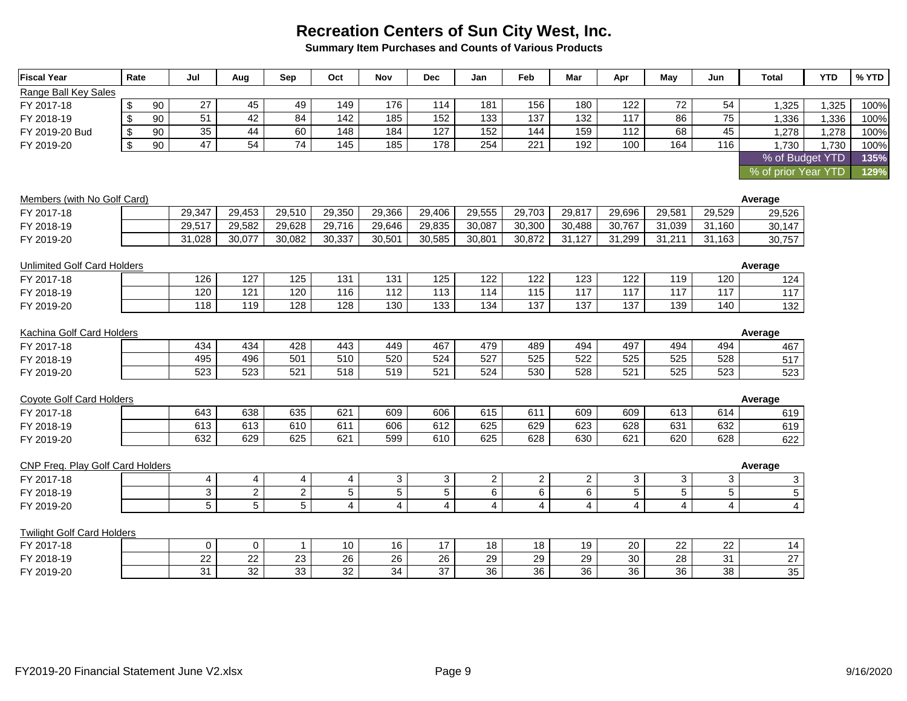# Recreation Centers of Sun City West, Inc.

**Summary Item Purchases and Counts of Various Products**

| Fiscal Year | Rate | Jul | Aug | Sep | Oct | Nov | Dec | Jan | Feb | Mar | Apr | May | Jun | Total | YTD | % YTD |
|---|---|---|---|---|---|---|---|---|---|---|---|---|---|---|---|---|
| Range Ball Key Sales | | | | | | | | | | | | | | | | |
| FY 2017-18 | $ 90 | 27 | 45 | 49 | 149 | 176 | 114 | 181 | 156 | 180 | 122 | 72 | 54 | 1,325 | 1,325 | 100% |
| FY 2018-19 | $ 90 | 51 | 42 | 84 | 142 | 185 | 152 | 133 | 137 | 132 | 117 | 86 | 75 | 1,336 | 1,336 | 100% |
| FY 2019-20 Bud | $ 90 | 35 | 44 | 60 | 148 | 184 | 127 | 152 | 144 | 159 | 112 | 68 | 45 | 1,278 | 1,278 | 100% |
| FY 2019-20 | $ 90 | 47 | 54 | 74 | 145 | 185 | 178 | 254 | 221 | 192 | 100 | 164 | 116 | 1,730 | 1,730 | 100% |
| | | | | | | | | | | | | | | % of Budget YTD | | 135% |
| | | | | | | | | | | | | | | % of prior Year YTD | | 129% |

| Members (with No Golf Card) | | Jul | Aug | Sep | Oct | Nov | Dec | Jan | Feb | Mar | Apr | May | Jun | Average |
|---|---|---|---|---|---|---|---|---|---|---|---|---|---|---|
| FY 2017-18 | | 29,347 | 29,453 | 29,510 | 29,350 | 29,366 | 29,406 | 29,555 | 29,703 | 29,817 | 29,696 | 29,581 | 29,529 | 29,526 |
| FY 2018-19 | | 29,517 | 29,582 | 29,628 | 29,716 | 29,646 | 29,835 | 30,087 | 30,300 | 30,488 | 30,767 | 31,039 | 31,160 | 30,147 |
| FY 2019-20 | | 31,028 | 30,077 | 30,082 | 30,337 | 30,501 | 30,585 | 30,801 | 30,872 | 31,127 | 31,299 | 31,211 | 31,163 | 30,757 |

| Unlimited Golf Card Holders | | Jul | Aug | Sep | Oct | Nov | Dec | Jan | Feb | Mar | Apr | May | Jun | Average |
|---|---|---|---|---|---|---|---|---|---|---|---|---|---|---|
| FY 2017-18 | | 126 | 127 | 125 | 131 | 131 | 125 | 122 | 122 | 123 | 122 | 119 | 120 | 124 |
| FY 2018-19 | | 120 | 121 | 120 | 116 | 112 | 113 | 114 | 115 | 117 | 117 | 117 | 117 | 117 |
| FY 2019-20 | | 118 | 119 | 128 | 128 | 130 | 133 | 134 | 137 | 137 | 137 | 139 | 140 | 132 |

| Kachina Golf Card Holders | | Jul | Aug | Sep | Oct | Nov | Dec | Jan | Feb | Mar | Apr | May | Jun | Average |
|---|---|---|---|---|---|---|---|---|---|---|---|---|---|---|
| FY 2017-18 | | 434 | 434 | 428 | 443 | 449 | 467 | 479 | 489 | 494 | 497 | 494 | 494 | 467 |
| FY 2018-19 | | 495 | 496 | 501 | 510 | 520 | 524 | 527 | 525 | 522 | 525 | 525 | 528 | 517 |
| FY 2019-20 | | 523 | 523 | 521 | 518 | 519 | 521 | 524 | 530 | 528 | 521 | 525 | 523 | 523 |

| Coyote Golf Card Holders | | Jul | Aug | Sep | Oct | Nov | Dec | Jan | Feb | Mar | Apr | May | Jun | Average |
|---|---|---|---|---|---|---|---|---|---|---|---|---|---|---|
| FY 2017-18 | | 643 | 638 | 635 | 621 | 609 | 606 | 615 | 611 | 609 | 609 | 613 | 614 | 619 |
| FY 2018-19 | | 613 | 613 | 610 | 611 | 606 | 612 | 625 | 629 | 623 | 628 | 631 | 632 | 619 |
| FY 2019-20 | | 632 | 629 | 625 | 621 | 599 | 610 | 625 | 628 | 630 | 621 | 620 | 628 | 622 |

| CNP Freq. Play Golf Card Holders | | Jul | Aug | Sep | Oct | Nov | Dec | Jan | Feb | Mar | Apr | May | Jun | Average |
|---|---|---|---|---|---|---|---|---|---|---|---|---|---|---|
| FY 2017-18 | | 4 | 4 | 4 | 4 | 3 | 3 | 2 | 2 | 2 | 3 | 3 | 3 | 3 |
| FY 2018-19 | | 3 | 2 | 2 | 5 | 5 | 5 | 6 | 6 | 6 | 5 | 5 | 5 | 5 |
| FY 2019-20 | | 5 | 5 | 5 | 4 | 4 | 4 | 4 | 4 | 4 | 4 | 4 | 4 | 4 |

| Twilight Golf Card Holders | | Jul | Aug | Sep | Oct | Nov | Dec | Jan | Feb | Mar | Apr | May | Jun | Average |
|---|---|---|---|---|---|---|---|---|---|---|---|---|---|---|
| FY 2017-18 | | 0 | 0 | 1 | 10 | 16 | 17 | 18 | 18 | 19 | 20 | 22 | 22 | 14 |
| FY 2018-19 | | 22 | 22 | 23 | 26 | 26 | 26 | 29 | 29 | 29 | 30 | 28 | 31 | 27 |
| FY 2019-20 | | 31 | 32 | 33 | 32 | 34 | 37 | 36 | 36 | 36 | 36 | 36 | 38 | 35 |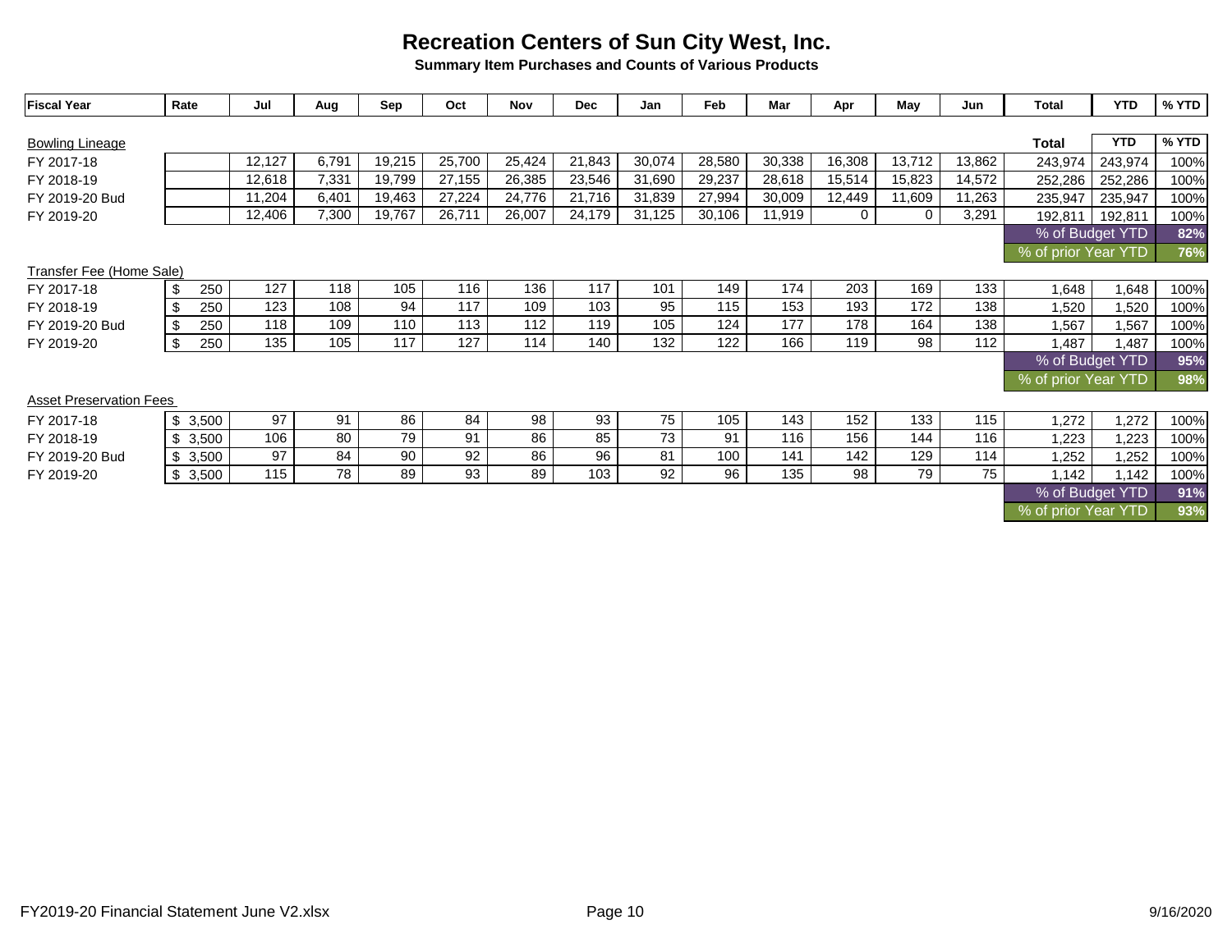# Recreation Centers of Sun City West, Inc.

**Summary Item Purchases and Counts of Various Products**

| Fiscal Year | Rate | Jul | Aug | Sep | Oct | Nov | Dec | Jan | Feb | Mar | Apr | May | Jun | Total | YTD | % YTD |
|---|---|---|---|---|---|---|---|---|---|---|---|---|---|---|---|---|
| Bowling Lineage | | | | | | | | | | | | | | Total | YTD | % YTD |
| FY 2017-18 | | 12,127 | 6,791 | 19,215 | 25,700 | 25,424 | 21,843 | 30,074 | 28,580 | 30,338 | 16,308 | 13,712 | 13,862 | 243,974 | 243,974 | 100% |
| FY 2018-19 | | 12,618 | 7,331 | 19,799 | 27,155 | 26,385 | 23,546 | 31,690 | 29,237 | 28,618 | 15,514 | 15,823 | 14,572 | 252,286 | 252,286 | 100% |
| FY 2019-20 Bud | | 11,204 | 6,401 | 19,463 | 27,224 | 24,776 | 21,716 | 31,839 | 27,994 | 30,009 | 12,449 | 11,609 | 11,263 | 235,947 | 235,947 | 100% |
| FY 2019-20 | | 12,406 | 7,300 | 19,767 | 26,711 | 26,007 | 24,179 | 31,125 | 30,106 | 11,919 | 0 | 0 | 3,291 | 192,811 | 192,811 | 100% |
| | | | | | | | | | | | | | | % of Budget YTD | | 82% |
| | | | | | | | | | | | | | | % of prior Year YTD | | 76% |
| Transfer Fee (Home Sale) | | | | | | | | | | | | | | | | |
| FY 2017-18 | $ 250 | 127 | 118 | 105 | 116 | 136 | 117 | 101 | 149 | 174 | 203 | 169 | 133 | 1,648 | 1,648 | 100% |
| FY 2018-19 | $ 250 | 123 | 108 | 94 | 117 | 109 | 103 | 95 | 115 | 153 | 193 | 172 | 138 | 1,520 | 1,520 | 100% |
| FY 2019-20 Bud | $ 250 | 118 | 109 | 110 | 113 | 112 | 119 | 105 | 124 | 177 | 178 | 164 | 138 | 1,567 | 1,567 | 100% |
| FY 2019-20 | $ 250 | 135 | 105 | 117 | 127 | 114 | 140 | 132 | 122 | 166 | 119 | 98 | 112 | 1,487 | 1,487 | 100% |
| | | | | | | | | | | | | | | % of Budget YTD | | 95% |
| | | | | | | | | | | | | | | % of prior Year YTD | | 98% |
| Asset Preservation Fees | | | | | | | | | | | | | | | | |
| FY 2017-18 | $ 3,500 | 97 | 91 | 86 | 84 | 98 | 93 | 75 | 105 | 143 | 152 | 133 | 115 | 1,272 | 1,272 | 100% |
| FY 2018-19 | $ 3,500 | 106 | 80 | 79 | 91 | 86 | 85 | 73 | 91 | 116 | 156 | 144 | 116 | 1,223 | 1,223 | 100% |
| FY 2019-20 Bud | $ 3,500 | 97 | 84 | 90 | 92 | 86 | 96 | 81 | 100 | 141 | 142 | 129 | 114 | 1,252 | 1,252 | 100% |
| FY 2019-20 | $ 3,500 | 115 | 78 | 89 | 93 | 89 | 103 | 92 | 96 | 135 | 98 | 79 | 75 | 1,142 | 1,142 | 100% |
| | | | | | | | | | | | | | | % of Budget YTD | | 91% |
| | | | | | | | | | | | | | | % of prior Year YTD | | 93% |

FY2019-20 Financial Statement June V2.xlsx

9/16/2020